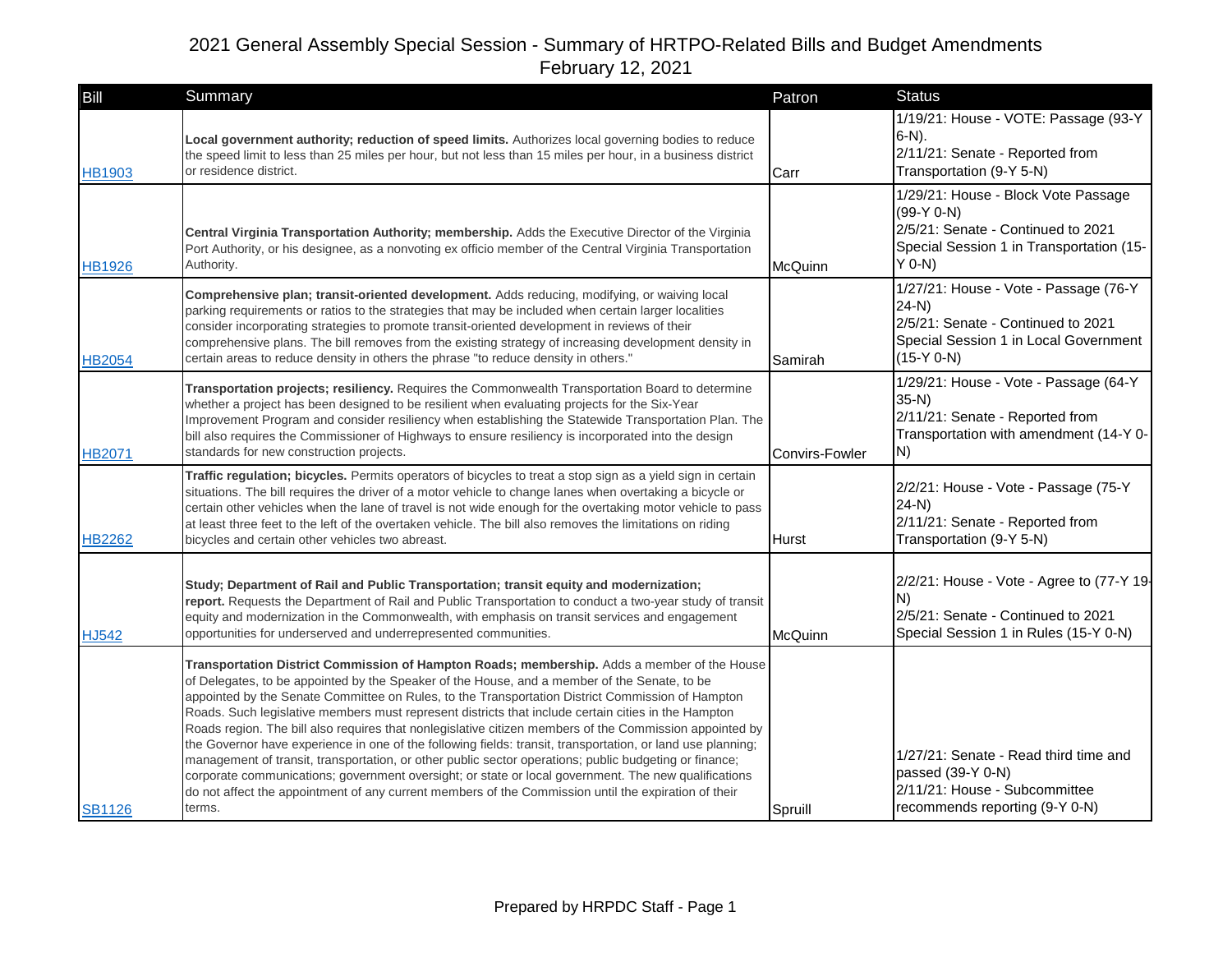# 2021 General Assembly Special Session - Summary of HRTPO-Related Bills and Budget Amendments
February 12, 2021

| Bill | Summary | Patron | Status |
|---|---|---|---|
| HB1903 | **Local government authority; reduction of speed limits.** Authorizes local governing bodies to reduce the speed limit to less than 25 miles per hour, but not less than 15 miles per hour, in a business district or residence district. | Carr | 1/19/21: House - VOTE: Passage (93-Y 6-N).<br>2/11/21: Senate - Reported from Transportation (9-Y 5-N) |
| HB1926 | **Central Virginia Transportation Authority; membership.** Adds the Executive Director of the Virginia Port Authority, or his designee, as a nonvoting ex officio member of the Central Virginia Transportation Authority. | McQuinn | 1/29/21: House - Block Vote Passage (99-Y 0-N)<br>2/5/21: Senate - Continued to 2021 Special Session 1 in Transportation (15-Y 0-N) |
| HB2054 | **Comprehensive plan; transit-oriented development.** Adds reducing, modifying, or waiving local parking requirements or ratios to the strategies that may be included when certain larger localities consider incorporating strategies to promote transit-oriented development in reviews of their comprehensive plans. The bill removes from the existing strategy of increasing development density in certain areas to reduce density in others the phrase "to reduce density in others." | Samirah | 1/27/21: House - Vote - Passage (76-Y 24-N)<br>2/5/21: Senate - Continued to 2021 Special Session 1 in Local Government (15-Y 0-N) |
| HB2071 | **Transportation projects; resiliency.** Requires the Commonwealth Transportation Board to determine whether a project has been designed to be resilient when evaluating projects for the Six-Year Improvement Program and consider resiliency when establishing the Statewide Transportation Plan. The bill also requires the Commissioner of Highways to ensure resiliency is incorporated into the design standards for new construction projects. | Convirs-Fowler | 1/29/21: House - Vote - Passage (64-Y 35-N)<br>2/11/21: Senate - Reported from Transportation with amendment (14-Y 0-N) |
| HB2262 | **Traffic regulation; bicycles.** Permits operators of bicycles to treat a stop sign as a yield sign in certain situations. The bill requires the driver of a motor vehicle to change lanes when overtaking a bicycle or certain other vehicles when the lane of travel is not wide enough for the overtaking motor vehicle to pass at least three feet to the left of the overtaken vehicle. The bill also removes the limitations on riding bicycles and certain other vehicles two abreast. | Hurst | 2/2/21: House - Vote - Passage (75-Y 24-N)<br>2/11/21: Senate - Reported from Transportation (9-Y 5-N) |
| HJ542 | **Study; Department of Rail and Public Transportation; transit equity and modernization; report.** Requests the Department of Rail and Public Transportation to conduct a two-year study of transit equity and modernization in the Commonwealth, with emphasis on transit services and engagement opportunities for underserved and underrepresented communities. | McQuinn | 2/2/21: House - Vote - Agree to (77-Y 19-N)<br>2/5/21: Senate - Continued to 2021 Special Session 1 in Rules (15-Y 0-N) |
| SB1126 | **Transportation District Commission of Hampton Roads; membership.** Adds a member of the House of Delegates, to be appointed by the Speaker of the House, and a member of the Senate, to be appointed by the Senate Committee on Rules, to the Transportation District Commission of Hampton Roads. Such legislative members must represent districts that include certain cities in the Hampton Roads region. The bill also requires that nonlegislative citizen members of the Commission appointed by the Governor have experience in one of the following fields: transit, transportation, or land use planning; management of transit, transportation, or other public sector operations; public budgeting or finance; corporate communications; government oversight; or state or local government. The new qualifications do not affect the appointment of any current members of the Commission until the expiration of their terms. | Spruill | 1/27/21: Senate - Read third time and passed (39-Y 0-N)<br>2/11/21: House - Subcommittee recommends reporting (9-Y 0-N) |

Prepared by HRPDC Staff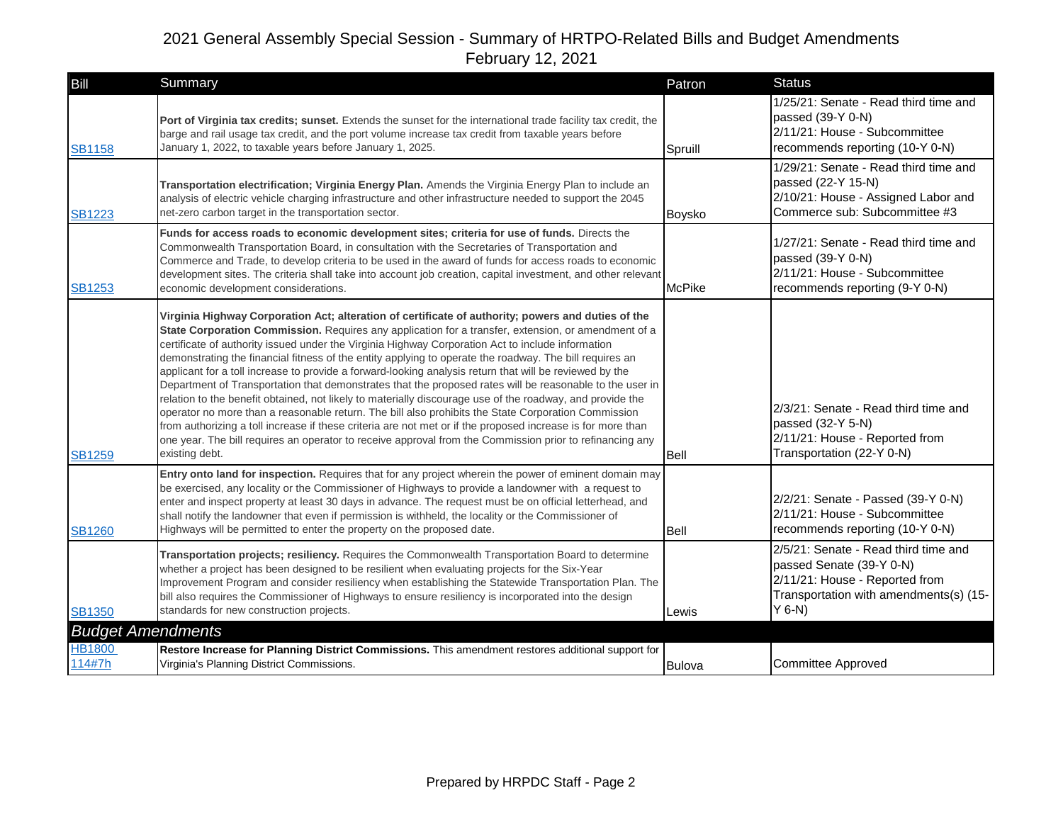# 2021 General Assembly Special Session - Summary of HRTPO-Related Bills and Budget Amendments
February 12, 2021

| Bill | Summary | Patron | Status |
|---|---|---|---|
| SB1158 | **Port of Virginia tax credits; sunset.** Extends the sunset for the international trade facility tax credit, the barge and rail usage tax credit, and the port volume increase tax credit from taxable years before January 1, 2022, to taxable years before January 1, 2025. | Spruill | 1/25/21: Senate - Read third time and passed (39-Y 0-N)<br>2/11/21: House - Subcommittee recommends reporting (10-Y 0-N) |
| SB1223 | **Transportation electrification; Virginia Energy Plan.** Amends the Virginia Energy Plan to include an analysis of electric vehicle charging infrastructure and other infrastructure needed to support the 2045 net-zero carbon target in the transportation sector. | Boysko | 1/29/21: Senate - Read third time and passed (22-Y 15-N)<br>2/10/21: House - Assigned Labor and Commerce sub: Subcommittee #3 |
| SB1253 | **Funds for access roads to economic development sites; criteria for use of funds.** Directs the Commonwealth Transportation Board, in consultation with the Secretaries of Transportation and Commerce and Trade, to develop criteria to be used in the award of funds for access roads to economic development sites. The criteria shall take into account job creation, capital investment, and other relevant economic development considerations. | McPike | 1/27/21: Senate - Read third time and passed (39-Y 0-N)<br>2/11/21: House - Subcommittee recommends reporting (9-Y 0-N) |
| SB1259 | **Virginia Highway Corporation Act; alteration of certificate of authority; powers and duties of the State Corporation Commission.** Requires any application for a transfer, extension, or amendment of a certificate of authority issued under the Virginia Highway Corporation Act to include information demonstrating the financial fitness of the entity applying to operate the roadway. The bill requires an applicant for a toll increase to provide a forward-looking analysis return that will be reviewed by the Department of Transportation that demonstrates that the proposed rates will be reasonable to the user in relation to the benefit obtained, not likely to materially discourage use of the roadway, and provide the operator no more than a reasonable return. The bill also prohibits the State Corporation Commission from authorizing a toll increase if these criteria are not met or if the proposed increase is for more than one year. The bill requires an operator to receive approval from the Commission prior to refinancing any existing debt. | Bell | 2/3/21: Senate - Read third time and passed (32-Y 5-N)<br>2/11/21: House - Reported from Transportation (22-Y 0-N) |
| SB1260 | **Entry onto land for inspection.** Requires that for any project wherein the power of eminent domain may be exercised, any locality or the Commissioner of Highways to provide a landowner with a request to enter and inspect property at least 30 days in advance. The request must be on official letterhead, and shall notify the landowner that even if permission is withheld, the locality or the Commissioner of Highways will be permitted to enter the property on the proposed date. | Bell | 2/2/21: Senate - Passed (39-Y 0-N)<br>2/11/21: House - Subcommittee recommends reporting (10-Y 0-N) |
| SB1350 | **Transportation projects; resiliency.** Requires the Commonwealth Transportation Board to determine whether a project has been designed to be resilient when evaluating projects for the Six-Year Improvement Program and consider resiliency when establishing the Statewide Transportation Plan. The bill also requires the Commissioner of Highways to ensure resiliency is incorporated into the design standards for new construction projects. | Lewis | 2/5/21: Senate - Read third time and passed Senate (39-Y 0-N)<br>2/11/21: House - Reported from Transportation with amendments(s) (15-Y 6-N) |
| ***Budget Amendments*** | | | |
| HB1800 114#7h | **Restore Increase for Planning District Commissions.** This amendment restores additional support for Virginia's Planning District Commissions. | Bulova | Committee Approved |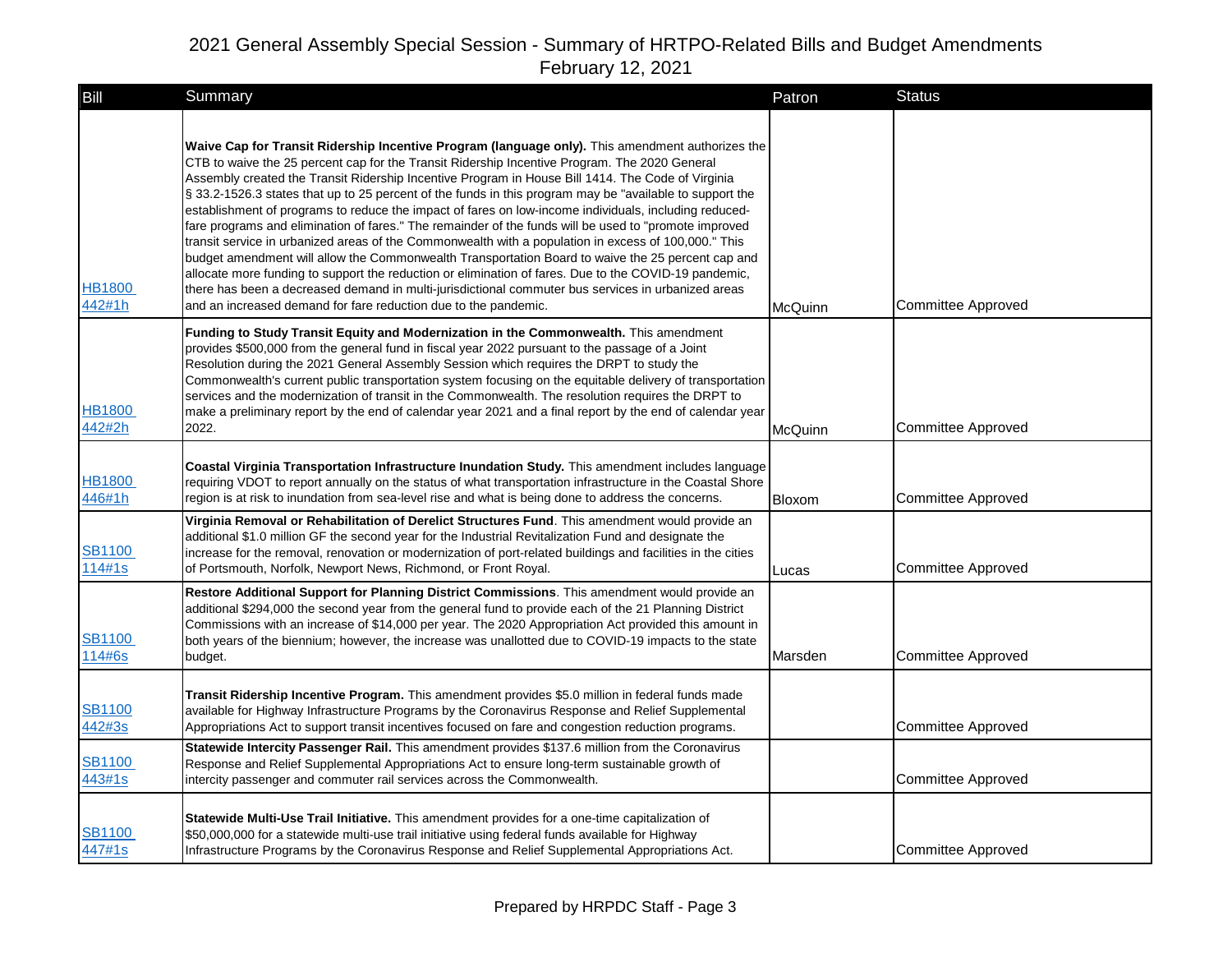# 2021 General Assembly Special Session - Summary of HRTPO-Related Bills and Budget Amendments

February 12, 2021

| Bill | Summary | Patron | Status |
|---|---|---|---|
| HB1800 442#1h | **Waive Cap for Transit Ridership Incentive Program (language only).** This amendment authorizes the CTB to waive the 25 percent cap for the Transit Ridership Incentive Program. The 2020 General Assembly created the Transit Ridership Incentive Program in House Bill 1414. The Code of Virginia § 33.2-1526.3 states that up to 25 percent of the funds in this program may be "available to support the establishment of programs to reduce the impact of fares on low-income individuals, including reduced-fare programs and elimination of fares." The remainder of the funds will be used to "promote improved transit service in urbanized areas of the Commonwealth with a population in excess of 100,000." This budget amendment will allow the Commonwealth Transportation Board to waive the 25 percent cap and allocate more funding to support the reduction or elimination of fares. Due to the COVID-19 pandemic, there has been a decreased demand in multi-jurisdictional commuter bus services in urbanized areas and an increased demand for fare reduction due to the pandemic. | McQuinn | Committee Approved |
| HB1800 442#2h | **Funding to Study Transit Equity and Modernization in the Commonwealth.** This amendment provides $500,000 from the general fund in fiscal year 2022 pursuant to the passage of a Joint Resolution during the 2021 General Assembly Session which requires the DRPT to study the Commonwealth's current public transportation system focusing on the equitable delivery of transportation services and the modernization of transit in the Commonwealth. The resolution requires the DRPT to make a preliminary report by the end of calendar year 2021 and a final report by the end of calendar year 2022. | McQuinn | Committee Approved |
| HB1800 446#1h | **Coastal Virginia Transportation Infrastructure Inundation Study.** This amendment includes language requiring VDOT to report annually on the status of what transportation infrastructure in the Coastal Shore region is at risk to inundation from sea-level rise and what is being done to address the concerns. | Bloxom | Committee Approved |
| SB1100 114#1s | **Virginia Removal or Rehabilitation of Derelict Structures Fund**. This amendment would provide an additional $1.0 million GF the second year for the Industrial Revitalization Fund and designate the increase for the removal, renovation or modernization of port-related buildings and facilities in the cities of Portsmouth, Norfolk, Newport News, Richmond, or Front Royal. | Lucas | Committee Approved |
| SB1100 114#6s | **Restore Additional Support for Planning District Commissions**. This amendment would provide an additional $294,000 the second year from the general fund to provide each of the 21 Planning District Commissions with an increase of $14,000 per year. The 2020 Appropriation Act provided this amount in both years of the biennium; however, the increase was unallotted due to COVID-19 impacts to the state budget. | Marsden | Committee Approved |
| SB1100 442#3s | **Transit Ridership Incentive Program.** This amendment provides $5.0 million in federal funds made available for Highway Infrastructure Programs by the Coronavirus Response and Relief Supplemental Appropriations Act to support transit incentives focused on fare and congestion reduction programs. | | Committee Approved |
| SB1100 443#1s | **Statewide Intercity Passenger Rail.** This amendment provides $137.6 million from the Coronavirus Response and Relief Supplemental Appropriations Act to ensure long-term sustainable growth of intercity passenger and commuter rail services across the Commonwealth. | | Committee Approved |
| SB1100 447#1s | **Statewide Multi-Use Trail Initiative.** This amendment provides for a one-time capitalization of $50,000,000 for a statewide multi-use trail initiative using federal funds available for Highway Infrastructure Programs by the Coronavirus Response and Relief Supplemental Appropriations Act. | | Committee Approved |

Prepared by HRPDC Staff - Page 3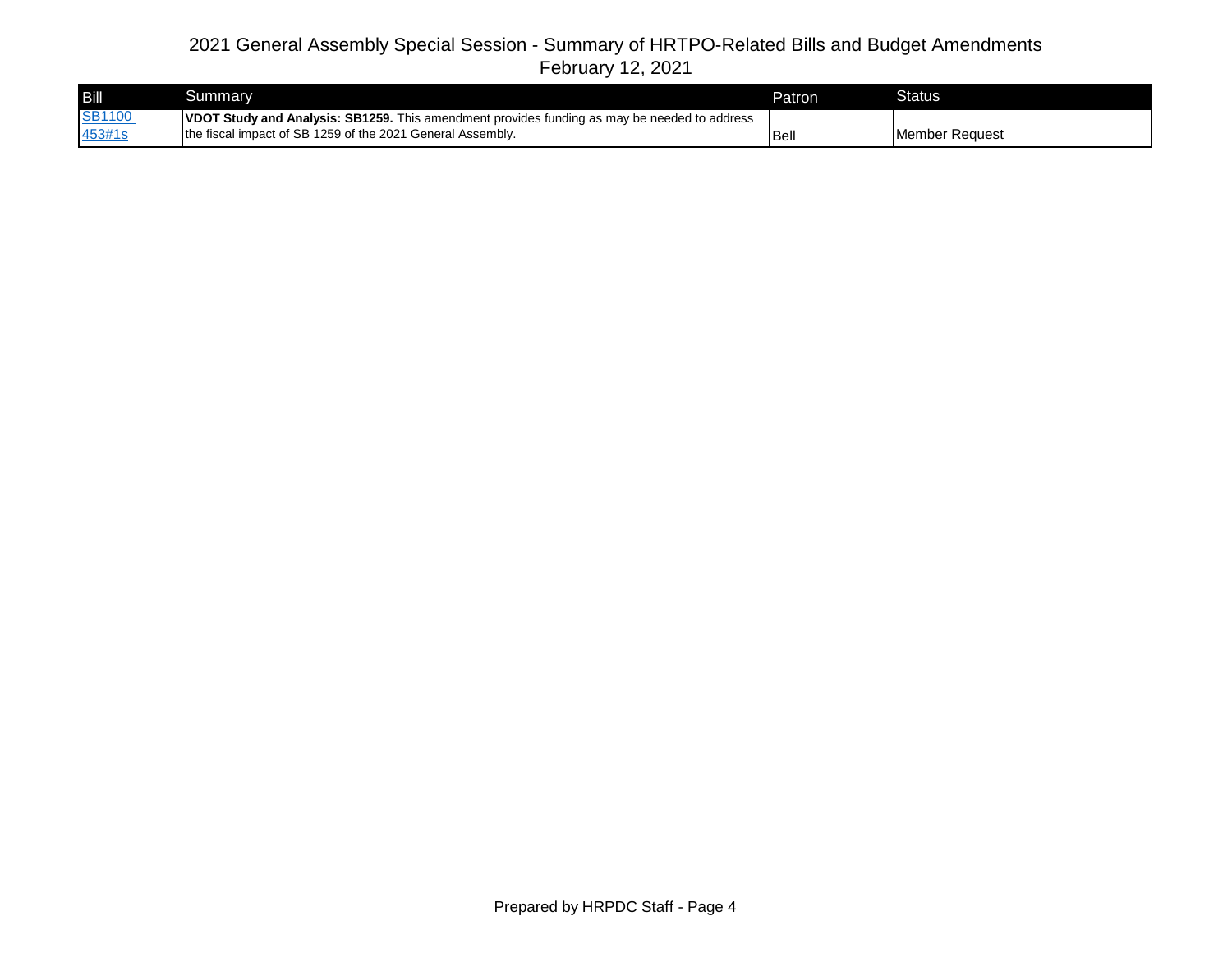# 2021 General Assembly Special Session - Summary of HRTPO-Related Bills and Budget Amendments

February 12, 2021

| Bill | Summary | Patron | Status |
|---|---|---|---|
| SB1100 453#1s | **VDOT Study and Analysis: SB1259.** This amendment provides funding as may be needed to address the fiscal impact of SB 1259 of the 2021 General Assembly. | Bell | Member Request |

Prepared by HRPDC Staff - Page 4